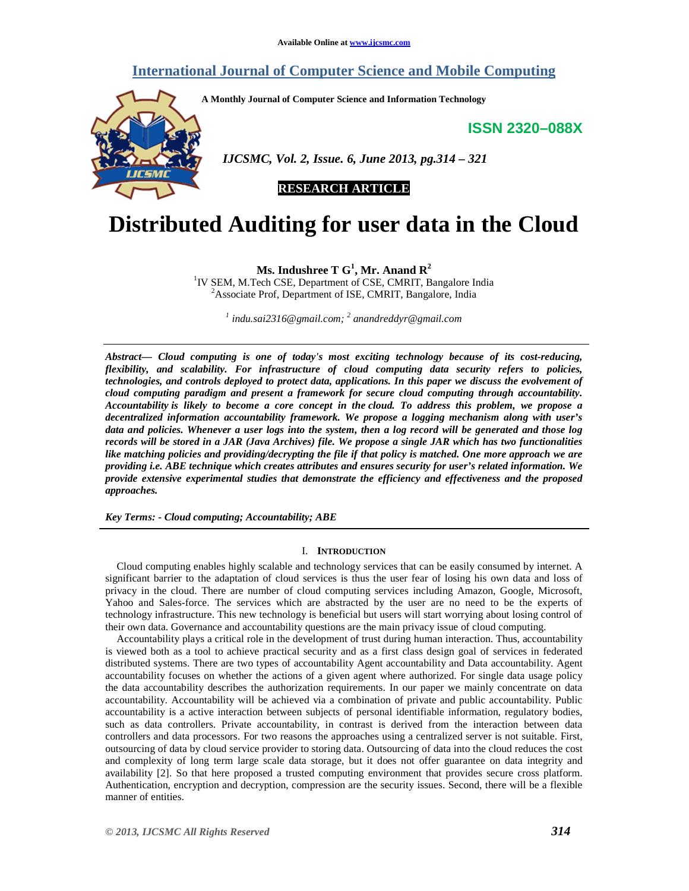Available Online at www.ijcsmc.com

# International Journal of Computer Science and Mobile Computing

A Monthly Journal of Computer Science and Information Technology

ISSN 2320–088X

*IJCSMC, Vol. 2, Issue. 6, June 2013, pg.314 – 321*

**RESEARCH ARTICLE**

# Distributed Auditing for user data in the Cloud

**Ms. Indushree T G[1], Mr. Anand R[2]**

[1]IV SEM, M.Tech CSE, Department of CSE, CMRIT, Bangalore India
[2]Associate Prof, Department of ISE, CMRIT, Bangalore, India

*[1] indu.sai2316@gmail.com; [2] anandreddyr@gmail.com*

***Abstract— Cloud computing is one of today's most exciting technology because of its cost-reducing, flexibility, and scalability. For infrastructure of cloud computing data security refers to policies, technologies, and controls deployed to protect data, applications. In this paper we discuss the evolvement of cloud computing paradigm and present a framework for secure cloud computing through accountability. Accountability is likely to become a core concept in the cloud. To address this problem, we propose a decentralized information accountability framework. We propose a logging mechanism along with user's data and policies. Whenever a user logs into the system, then a log record will be generated and those log records will be stored in a JAR (Java Archives) file. We propose a single JAR which has two functionalities like matching policies and providing/decrypting the file if that policy is matched. One more approach we are providing i.e. ABE technique which creates attributes and ensures security for user's related information. We provide extensive experimental studies that demonstrate the efficiency and effectiveness and the proposed approaches.***

***Key Terms: - Cloud computing; Accountability; ABE***

## I. Introduction

Cloud computing enables highly scalable and technology services that can be easily consumed by internet. A significant barrier to the adaptation of cloud services is thus the user fear of losing his own data and loss of privacy in the cloud. There are number of cloud computing services including Amazon, Google, Microsoft, Yahoo and Sales-force. The services which are abstracted by the user are no need to be the experts of technology infrastructure. This new technology is beneficial but users will start worrying about losing control of their own data. Governance and accountability questions are the main privacy issue of cloud computing.

Accountability plays a critical role in the development of trust during human interaction. Thus, accountability is viewed both as a tool to achieve practical security and as a first class design goal of services in federated distributed systems. There are two types of accountability Agent accountability and Data accountability. Agent accountability focuses on whether the actions of a given agent where authorized. For single data usage policy the data accountability describes the authorization requirements. In our paper we mainly concentrate on data accountability. Accountability will be achieved via a combination of private and public accountability. Public accountability is a active interaction between subjects of personal identifiable information, regulatory bodies, such as data controllers. Private accountability, in contrast is derived from the interaction between data controllers and data processors. For two reasons the approaches using a centralized server is not suitable. First, outsourcing of data by cloud service provider to storing data. Outsourcing of data into the cloud reduces the cost and complexity of long term large scale data storage, but it does not offer guarantee on data integrity and availability [2]. So that here proposed a trusted computing environment that provides secure cross platform. Authentication, encryption and decryption, compression are the security issues. Second, there will be a flexible manner of entities.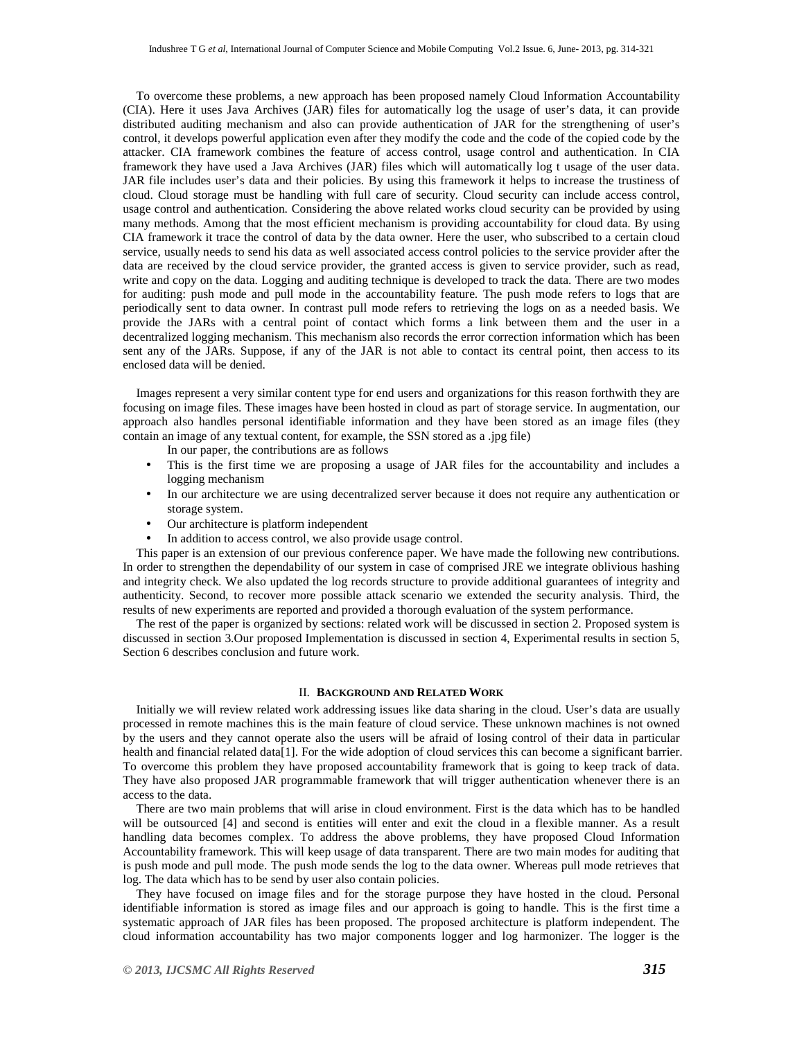To overcome these problems, a new approach has been proposed namely Cloud Information Accountability (CIA). Here it uses Java Archives (JAR) files for automatically log the usage of user's data, it can provide distributed auditing mechanism and also can provide authentication of JAR for the strengthening of user's control, it develops powerful application even after they modify the code and the code of the copied code by the attacker. CIA framework combines the feature of access control, usage control and authentication. In CIA framework they have used a Java Archives (JAR) files which will automatically log t usage of the user data. JAR file includes user's data and their policies. By using this framework it helps to increase the trustiness of cloud. Cloud storage must be handling with full care of security. Cloud security can include access control, usage control and authentication. Considering the above related works cloud security can be provided by using many methods. Among that the most efficient mechanism is providing accountability for cloud data. By using CIA framework it trace the control of data by the data owner. Here the user, who subscribed to a certain cloud service, usually needs to send his data as well associated access control policies to the service provider after the data are received by the cloud service provider, the granted access is given to service provider, such as read, write and copy on the data. Logging and auditing technique is developed to track the data. There are two modes for auditing: push mode and pull mode in the accountability feature. The push mode refers to logs that are periodically sent to data owner. In contrast pull mode refers to retrieving the logs on as a needed basis. We provide the JARs with a central point of contact which forms a link between them and the user in a decentralized logging mechanism. This mechanism also records the error correction information which has been sent any of the JARs. Suppose, if any of the JAR is not able to contact its central point, then access to its enclosed data will be denied.

Images represent a very similar content type for end users and organizations for this reason forthwith they are focusing on image files. These images have been hosted in cloud as part of storage service. In augmentation, our approach also handles personal identifiable information and they have been stored as an image files (they contain an image of any textual content, for example, the SSN stored as a .jpg file)

In our paper, the contributions are as follows

- This is the first time we are proposing a usage of JAR files for the accountability and includes a logging mechanism
- In our architecture we are using decentralized server because it does not require any authentication or storage system.
- Our architecture is platform independent
- In addition to access control, we also provide usage control.

This paper is an extension of our previous conference paper. We have made the following new contributions. In order to strengthen the dependability of our system in case of comprised JRE we integrate oblivious hashing and integrity check. We also updated the log records structure to provide additional guarantees of integrity and authenticity. Second, to recover more possible attack scenario we extended the security analysis. Third, the results of new experiments are reported and provided a thorough evaluation of the system performance.

The rest of the paper is organized by sections: related work will be discussed in section 2. Proposed system is discussed in section 3.Our proposed Implementation is discussed in section 4, Experimental results in section 5, Section 6 describes conclusion and future work.

## II. Background and Related Work

Initially we will review related work addressing issues like data sharing in the cloud. User's data are usually processed in remote machines this is the main feature of cloud service. These unknown machines is not owned by the users and they cannot operate also the users will be afraid of losing control of their data in particular health and financial related data[1]. For the wide adoption of cloud services this can become a significant barrier. To overcome this problem they have proposed accountability framework that is going to keep track of data. They have also proposed JAR programmable framework that will trigger authentication whenever there is an access to the data.

There are two main problems that will arise in cloud environment. First is the data which has to be handled will be outsourced [4] and second is entities will enter and exit the cloud in a flexible manner. As a result handling data becomes complex. To address the above problems, they have proposed Cloud Information Accountability framework. This will keep usage of data transparent. There are two main modes for auditing that is push mode and pull mode. The push mode sends the log to the data owner. Whereas pull mode retrieves that log. The data which has to be send by user also contain policies.

They have focused on image files and for the storage purpose they have hosted in the cloud. Personal identifiable information is stored as image files and our approach is going to handle. This is the first time a systematic approach of JAR files has been proposed. The proposed architecture is platform independent. The cloud information accountability has two major components logger and log harmonizer. The logger is the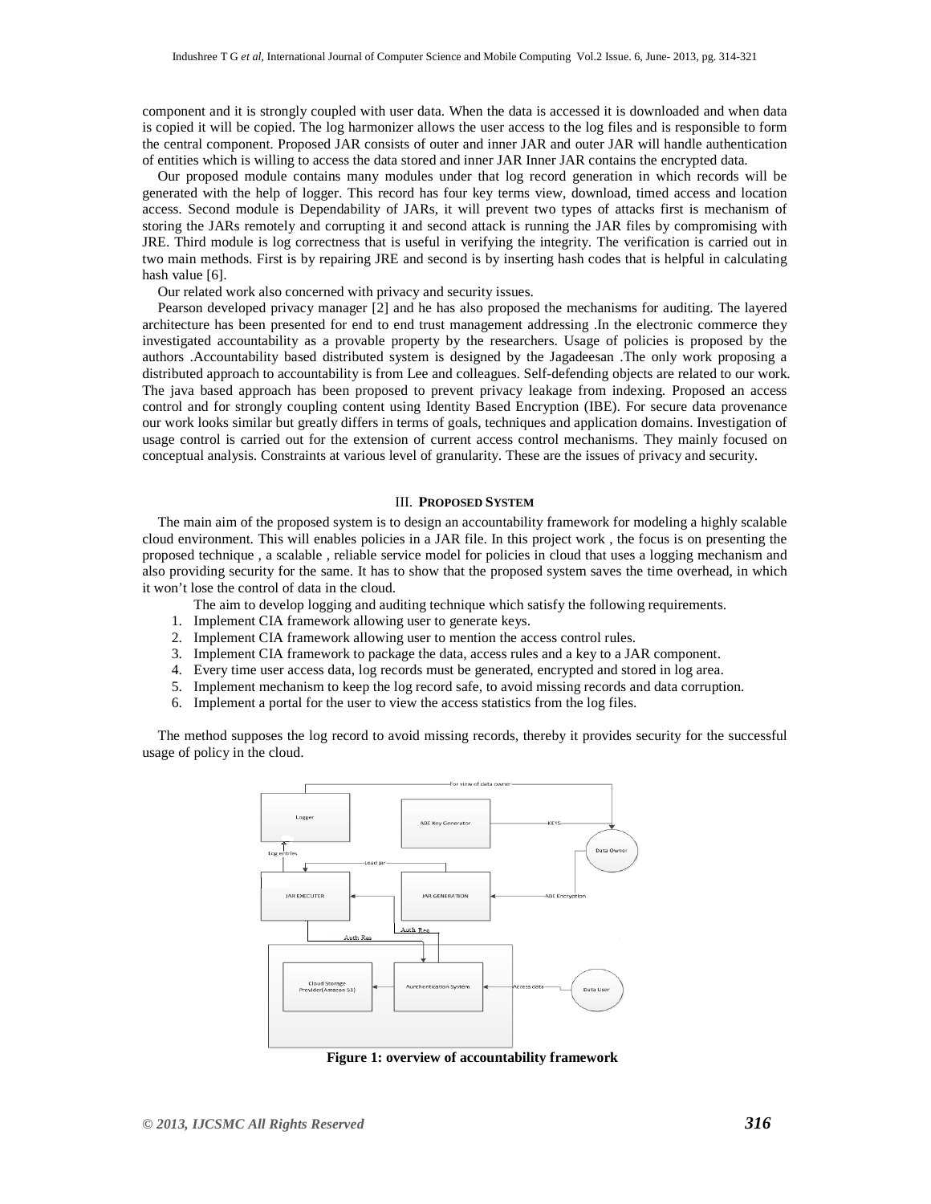component and it is strongly coupled with user data. When the data is accessed it is downloaded and when data is copied it will be copied. The log harmonizer allows the user access to the log files and is responsible to form the central component. Proposed JAR consists of outer and inner JAR and outer JAR will handle authentication of entities which is willing to access the data stored and inner JAR Inner JAR contains the encrypted data.

Our proposed module contains many modules under that log record generation in which records will be generated with the help of logger. This record has four key terms view, download, timed access and location access. Second module is Dependability of JARs, it will prevent two types of attacks first is mechanism of storing the JARs remotely and corrupting it and second attack is running the JAR files by compromising with JRE. Third module is log correctness that is useful in verifying the integrity. The verification is carried out in two main methods. First is by repairing JRE and second is by inserting hash codes that is helpful in calculating hash value [6].

Our related work also concerned with privacy and security issues.

Pearson developed privacy manager [2] and he has also proposed the mechanisms for auditing. The layered architecture has been presented for end to end trust management addressing .In the electronic commerce they investigated accountability as a provable property by the researchers. Usage of policies is proposed by the authors .Accountability based distributed system is designed by the Jagadeesan .The only work proposing a distributed approach to accountability is from Lee and colleagues. Self-defending objects are related to our work. The java based approach has been proposed to prevent privacy leakage from indexing. Proposed an access control and for strongly coupling content using Identity Based Encryption (IBE). For secure data provenance our work looks similar but greatly differs in terms of goals, techniques and application domains. Investigation of usage control is carried out for the extension of current access control mechanisms. They mainly focused on conceptual analysis. Constraints at various level of granularity. These are the issues of privacy and security.

## III. Proposed System

The main aim of the proposed system is to design an accountability framework for modeling a highly scalable cloud environment. This will enables policies in a JAR file. In this project work , the focus is on presenting the proposed technique , a scalable , reliable service model for policies in cloud that uses a logging mechanism and also providing security for the same. It has to show that the proposed system saves the time overhead, in which it won't lose the control of data in the cloud.

The aim to develop logging and auditing technique which satisfy the following requirements.

1. Implement CIA framework allowing user to generate keys.
2. Implement CIA framework allowing user to mention the access control rules.
3. Implement CIA framework to package the data, access rules and a key to a JAR component.
4. Every time user access data, log records must be generated, encrypted and stored in log area.
5. Implement mechanism to keep the log record safe, to avoid missing records and data corruption.
6. Implement a portal for the user to view the access statistics from the log files.

The method supposes the log record to avoid missing records, thereby it provides security for the successful usage of policy in the cloud.

**Figure 1: overview of accountability framework**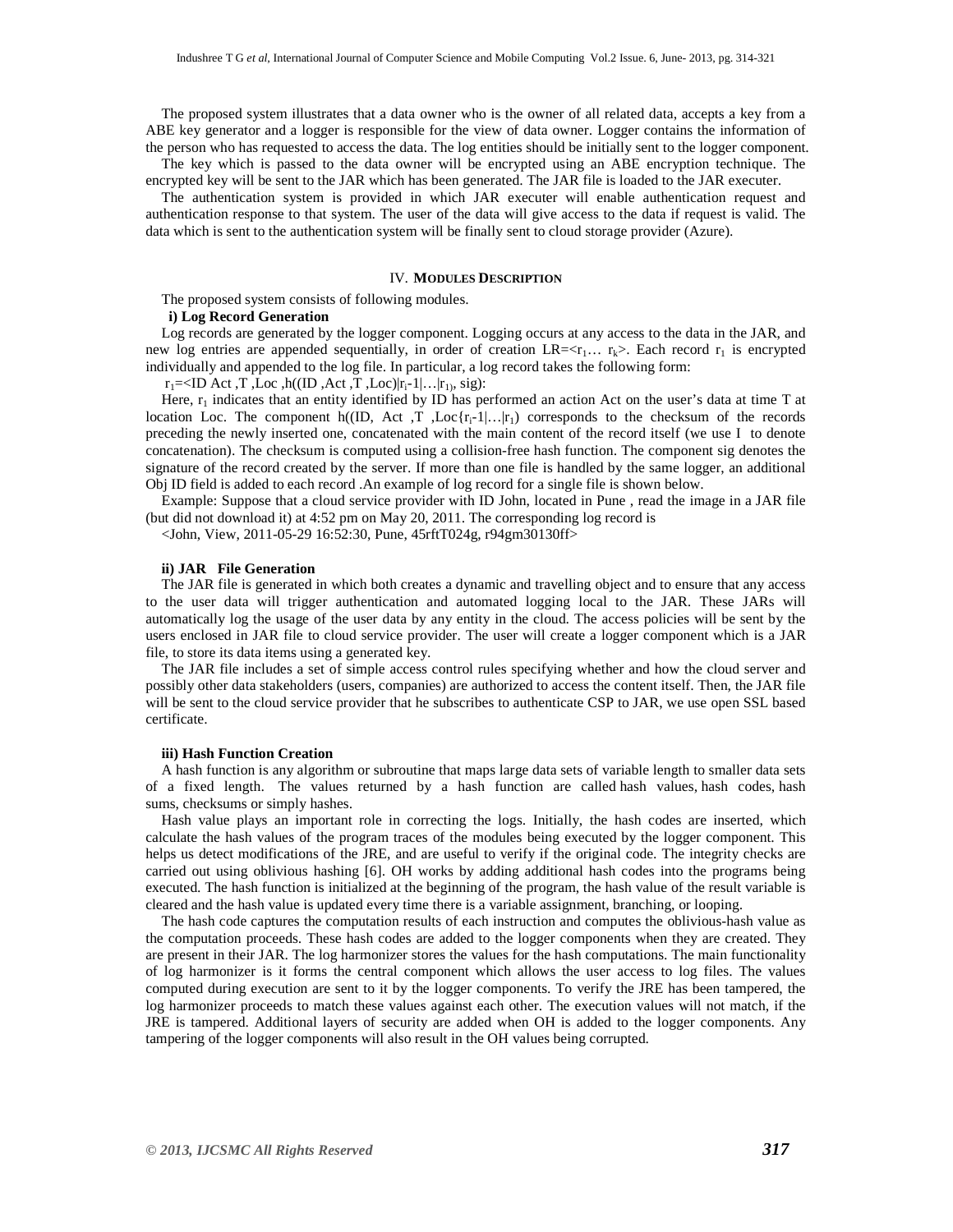The proposed system illustrates that a data owner who is the owner of all related data, accepts a key from a ABE key generator and a logger is responsible for the view of data owner. Logger contains the information of the person who has requested to access the data. The log entities should be initially sent to the logger component.

The key which is passed to the data owner will be encrypted using an ABE encryption technique. The encrypted key will be sent to the JAR which has been generated. The JAR file is loaded to the JAR executer.

The authentication system is provided in which JAR executer will enable authentication request and authentication response to that system. The user of the data will give access to the data if request is valid. The data which is sent to the authentication system will be finally sent to cloud storage provider (Azure).

## IV. MODULES DESCRIPTION

The proposed system consists of following modules.

### i) Log Record Generation

Log records are generated by the logger component. Logging occurs at any access to the data in the JAR, and new log entries are appended sequentially, in order of creation $LR=<r_1 \ldots r_k>$. Each record $r_1$ is encrypted individually and appended to the log file. In particular, a log record takes the following form:

$r_1$=<ID Act ,T ,Loc ,h((ID ,Act ,T ,Loc)$|r_i$-1$|\ldots|r_1$), sig):

Here, $r_1$ indicates that an entity identified by ID has performed an action Act on the user's data at time T at location Loc. The component h((ID, Act ,T ,Loc{$r_i$-1$|\ldots|r_1$) corresponds to the checksum of the records preceding the newly inserted one, concatenated with the main content of the record itself (we use I to denote concatenation). The checksum is computed using a collision-free hash function. The component sig denotes the signature of the record created by the server. If more than one file is handled by the same logger, an additional Obj ID field is added to each record .An example of log record for a single file is shown below.

Example: Suppose that a cloud service provider with ID John, located in Pune , read the image in a JAR file (but did not download it) at 4:52 pm on May 20, 2011. The corresponding log record is

<John, View, 2011-05-29 16:52:30, Pune, 45rftT024g, r94gm30130ff>

### ii) JAR File Generation

The JAR file is generated in which both creates a dynamic and travelling object and to ensure that any access to the user data will trigger authentication and automated logging local to the JAR. These JARs will automatically log the usage of the user data by any entity in the cloud. The access policies will be sent by the users enclosed in JAR file to cloud service provider. The user will create a logger component which is a JAR file, to store its data items using a generated key.

The JAR file includes a set of simple access control rules specifying whether and how the cloud server and possibly other data stakeholders (users, companies) are authorized to access the content itself. Then, the JAR file will be sent to the cloud service provider that he subscribes to authenticate CSP to JAR, we use open SSL based certificate.

### iii) Hash Function Creation

A hash function is any algorithm or subroutine that maps large data sets of variable length to smaller data sets of a fixed length. The values returned by a hash function are called hash values, hash codes, hash sums, checksums or simply hashes.

Hash value plays an important role in correcting the logs. Initially, the hash codes are inserted, which calculate the hash values of the program traces of the modules being executed by the logger component. This helps us detect modifications of the JRE, and are useful to verify if the original code. The integrity checks are carried out using oblivious hashing [6]. OH works by adding additional hash codes into the programs being executed. The hash function is initialized at the beginning of the program, the hash value of the result variable is cleared and the hash value is updated every time there is a variable assignment, branching, or looping.

The hash code captures the computation results of each instruction and computes the oblivious-hash value as the computation proceeds. These hash codes are added to the logger components when they are created. They are present in their JAR. The log harmonizer stores the values for the hash computations. The main functionality of log harmonizer is it forms the central component which allows the user access to log files. The values computed during execution are sent to it by the logger components. To verify the JRE has been tampered, the log harmonizer proceeds to match these values against each other. The execution values will not match, if the JRE is tampered. Additional layers of security are added when OH is added to the logger components. Any tampering of the logger components will also result in the OH values being corrupted.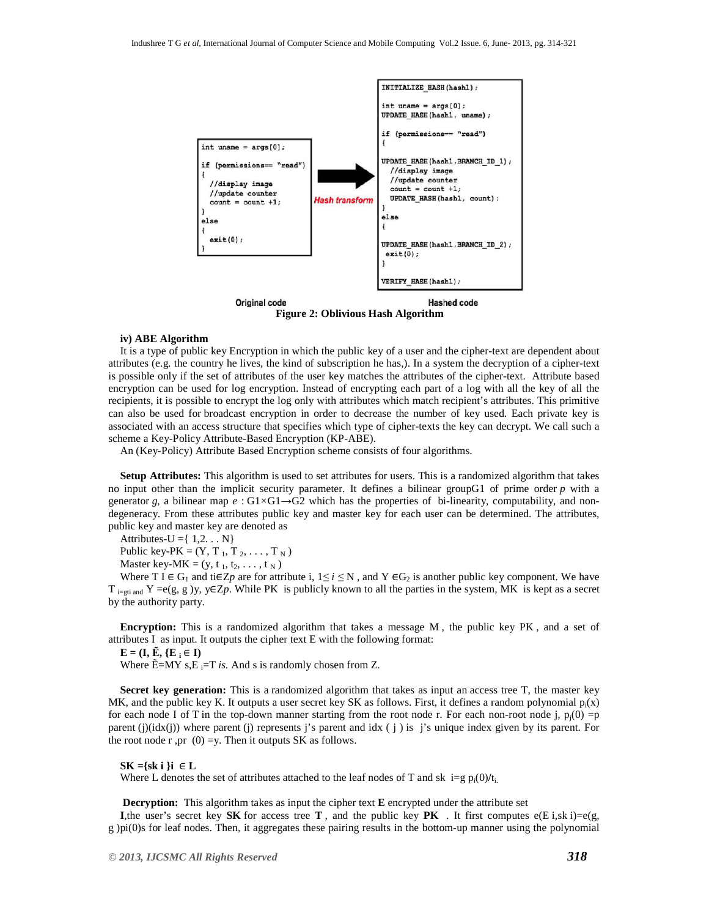```
int uname = args[0];

if (permissions== "read")
{
  //display image
  //update counter
  count = count +1;
}
else
{
  exit(0);
}
```

Hash transform

```
INITIALIZE_HASH(hash1);

int uname = args[0];
UPDATE_HASH(hash1, uname);

if (permissions== "read")
{

UPDATE_HASH(hash1,BRANCH_ID_1);
  //display image
  //update counter
  count = count +1;
  UPDATE_HASH(hash1, count);
}
else
{

UPDATE_HASH(hash1,BRANCH_ID_2);
 exit(0);
}

VERIFY_HASH(hash1);
```

Original code Hashed code

**Figure 2: Oblivious Hash Algorithm**

**iv) ABE Algorithm**

It is a type of public key Encryption in which the public key of a user and the cipher-text are dependent about attributes (e.g. the country he lives, the kind of subscription he has,). In a system the decryption of a cipher-text is possible only if the set of attributes of the user key matches the attributes of the cipher-text. Attribute based encryption can be used for log encryption. Instead of encrypting each part of a log with all the key of all the recipients, it is possible to encrypt the log only with attributes which match recipient's attributes. This primitive can also be used for broadcast encryption in order to decrease the number of key used. Each private key is associated with an access structure that specifies which type of cipher-texts the key can decrypt. We call such a scheme a Key-Policy Attribute-Based Encryption (KP-ABE).

An (Key-Policy) Attribute Based Encryption scheme consists of four algorithms.

**Setup Attributes:** This algorithm is used to set attributes for users. This is a randomized algorithm that takes no input other than the implicit security parameter. It defines a bilinear group$G_1$ of prime order $p$ with a generator $g$, a bilinear map $e : G_1 \times G_1 \rightarrow G_2$ which has the properties of bi-linearity, computability, and non-degeneracy. From these attributes public key and master key for each user can be determined. The attributes, public key and master key are denoted as

Attributes-U ={ 1,2. . . N}

Public key-PK = $(Y, T_1, T_2, \ldots, T_N)$

Master key-MK = $(y, t_1, t_2, \ldots, t_N)$

Where $T_I \in G_1$ and $t_i \in Zp$ are for attribute i, $1 \leq i \leq N$ , and $Y \in G_2$ is another public key component. We have $T_{i=gti}$ and $Y = e(g, g)y$, $y \in Zp$. While PK is publicly known to all the parties in the system, MK is kept as a secret by the authority party.

**Encryption:** This is a randomized algorithm that takes a message M , the public key PK , and a set of attributes I as input. It outputs the cipher text E with the following format:

**E = (I, Ẽ, {E $_i \in$ I)**

Where Ẽ=MY s,$E_i$=T *is.* And s is randomly chosen from Z.

**Secret key generation:** This is a randomized algorithm that takes as input an access tree T, the master key MK, and the public key K. It outputs a user secret key SK as follows. First, it defines a random polynomial $p_i(x)$ for each node I of T in the top-down manner starting from the root node r. For each non-root node j, $p_j(0)$ =p parent (j)(idx(j)) where parent (j) represents j's parent and idx ( j ) is j's unique index given by its parent. For the root node r ,pr (0) =y. Then it outputs SK as follows.

**SK ={sk i }i** $\in$ **L**

Where L denotes the set of attributes attached to the leaf nodes of T and sk i=g $p_i(0)/t_i$.

**Decryption:** This algorithm takes as input the cipher text **E** encrypted under the attribute set **I**,the user's secret key **SK** for access tree **T** , and the public key **PK** . It first computes e(E i,sk i)=e(g, g )pi(0)s for leaf nodes. Then, it aggregates these pairing results in the bottom-up manner using the polynomial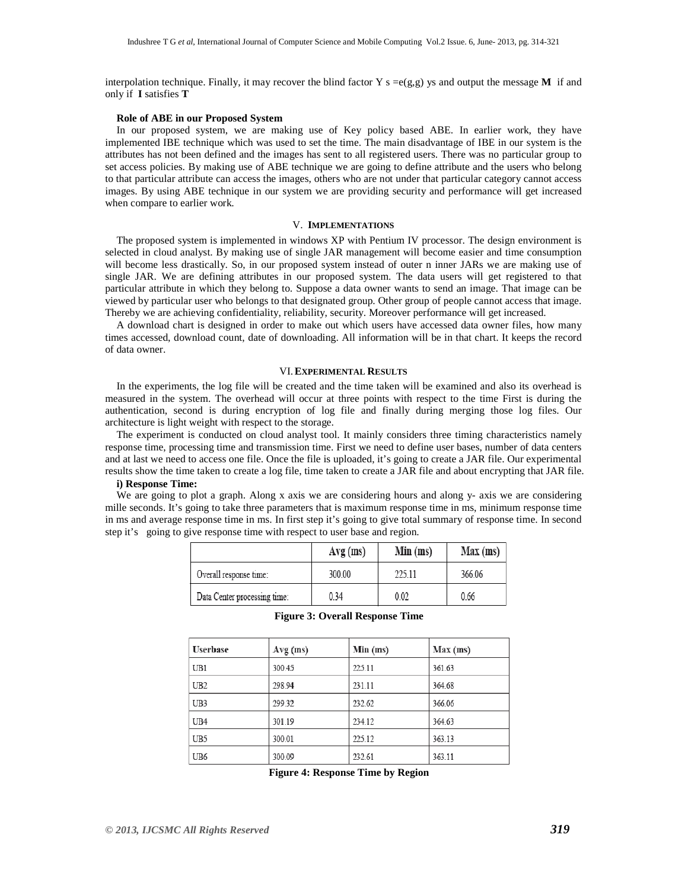interpolation technique. Finally, it may recover the blind factor Y s =e(g,g) ys and output the message **M** if and only if **I** satisfies **T**

**Role of ABE in our Proposed System**

In our proposed system, we are making use of Key policy based ABE. In earlier work, they have implemented IBE technique which was used to set the time. The main disadvantage of IBE in our system is the attributes has not been defined and the images has sent to all registered users. There was no particular group to set access policies. By making use of ABE technique we are going to define attribute and the users who belong to that particular attribute can access the images, others who are not under that particular category cannot access images. By using ABE technique in our system we are providing security and performance will get increased when compare to earlier work.

## V. IMPLEMENTATIONS

The proposed system is implemented in windows XP with Pentium IV processor. The design environment is selected in cloud analyst. By making use of single JAR management will become easier and time consumption will become less drastically. So, in our proposed system instead of outer n inner JARs we are making use of single JAR. We are defining attributes in our proposed system. The data users will get registered to that particular attribute in which they belong to. Suppose a data owner wants to send an image. That image can be viewed by particular user who belongs to that designated group. Other group of people cannot access that image. Thereby we are achieving confidentiality, reliability, security. Moreover performance will get increased.

A download chart is designed in order to make out which users have accessed data owner files, how many times accessed, download count, date of downloading. All information will be in that chart. It keeps the record of data owner.

## VI. EXPERIMENTAL RESULTS

In the experiments, the log file will be created and the time taken will be examined and also its overhead is measured in the system. The overhead will occur at three points with respect to the time First is during the authentication, second is during encryption of log file and finally during merging those log files. Our architecture is light weight with respect to the storage.

The experiment is conducted on cloud analyst tool. It mainly considers three timing characteristics namely response time, processing time and transmission time. First we need to define user bases, number of data centers and at last we need to access one file. Once the file is uploaded, it's going to create a JAR file. Our experimental results show the time taken to create a log file, time taken to create a JAR file and about encrypting that JAR file.

**i) Response Time:**

We are going to plot a graph. Along x axis we are considering hours and along y- axis we are considering mille seconds. It's going to take three parameters that is maximum response time in ms, minimum response time in ms and average response time in ms. In first step it's going to give total summary of response time. In second step it's going to give response time with respect to user base and region.

| | Avg (ms) | Min (ms) | Max (ms) |
|---|---|---|---|
| Overall response time: | 300.00 | 225.11 | 366.06 |
| Data Center processing time: | 0.34 | 0.02 | 0.66 |

**Figure 3: Overall Response Time**

| Userbase | Avg (ms) | Min (ms) | Max (ms) |
|---|---|---|---|
| UB1 | 300.45 | 225.11 | 361.63 |
| UB2 | 298.94 | 231.11 | 364.68 |
| UB3 | 299.32 | 232.62 | 366.06 |
| UB4 | 301.19 | 234.12 | 364.63 |
| UB5 | 300.01 | 225.12 | 363.13 |
| UB6 | 300.09 | 232.61 | 363.11 |

**Figure 4: Response Time by Region**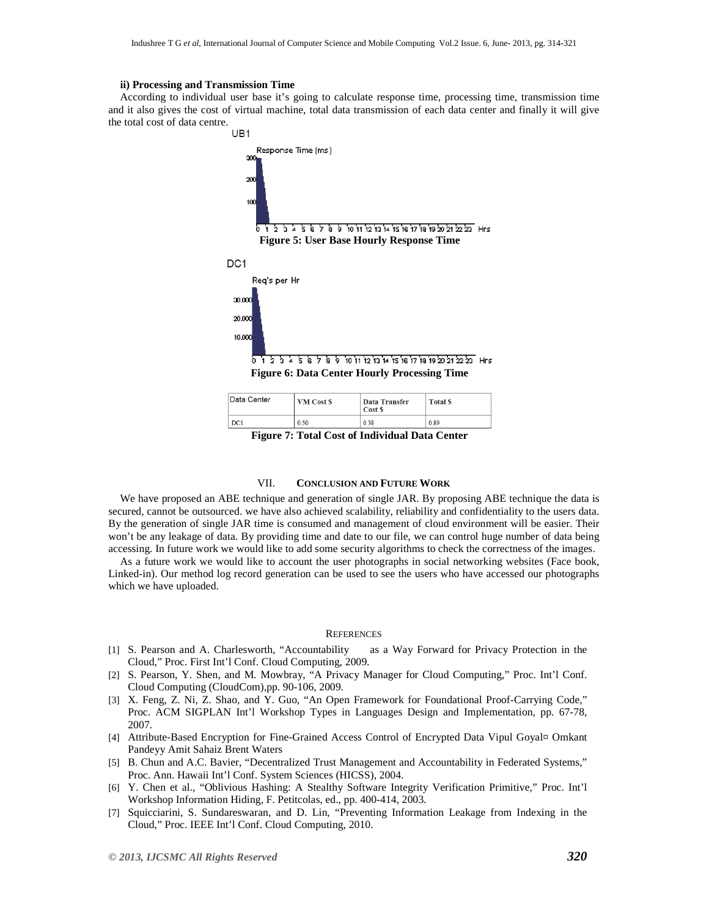**ii) Processing and Transmission Time**

According to individual user base it's going to calculate response time, processing time, transmission time and it also gives the cost of virtual machine, total data transmission of each data center and finally it will give the total cost of data centre.

**Figure 5: User Base Hourly Response Time**

**Figure 6: Data Center Hourly Processing Time**

| Data Center | VM Cost $ | Data Transfer Cost $ | Total $ |
|---|---|---|---|
| DC1 | 0.50 | 0.38 | 0.89 |

**Figure 7: Total Cost of Individual Data Center**

## VII. CONCLUSION AND FUTURE WORK

We have proposed an ABE technique and generation of single JAR. By proposing ABE technique the data is secured, cannot be outsourced. we have also achieved scalability, reliability and confidentiality to the users data. By the generation of single JAR time is consumed and management of cloud environment will be easier. Their won't be any leakage of data. By providing time and date to our file, we can control huge number of data being accessing. In future work we would like to add some security algorithms to check the correctness of the images.

As a future work we would like to account the user photographs in social networking websites (Face book, Linked-in). Our method log record generation can be used to see the users who have accessed our photographs which we have uploaded.

## REFERENCES

[1] S. Pearson and A. Charlesworth, "Accountability as a Way Forward for Privacy Protection in the Cloud," Proc. First Int'l Conf. Cloud Computing, 2009.

[2] S. Pearson, Y. Shen, and M. Mowbray, "A Privacy Manager for Cloud Computing," Proc. Int'l Conf. Cloud Computing (CloudCom),pp. 90-106, 2009.

[3] X. Feng, Z. Ni, Z. Shao, and Y. Guo, "An Open Framework for Foundational Proof-Carrying Code," Proc. ACM SIGPLAN Int'l Workshop Types in Languages Design and Implementation, pp. 67-78, 2007.

[4] Attribute-Based Encryption for Fine-Grained Access Control of Encrypted Data Vipul Goyal¤ Omkant Pandeyy Amit Sahaiz Brent Waters

[5] B. Chun and A.C. Bavier, "Decentralized Trust Management and Accountability in Federated Systems," Proc. Ann. Hawaii Int'l Conf. System Sciences (HICSS), 2004.

[6] Y. Chen et al., "Oblivious Hashing: A Stealthy Software Integrity Verification Primitive," Proc. Int'l Workshop Information Hiding, F. Petitcolas, ed., pp. 400-414, 2003.

[7] Squicciarini, S. Sundareswaran, and D. Lin, "Preventing Information Leakage from Indexing in the Cloud," Proc. IEEE Int'l Conf. Cloud Computing, 2010.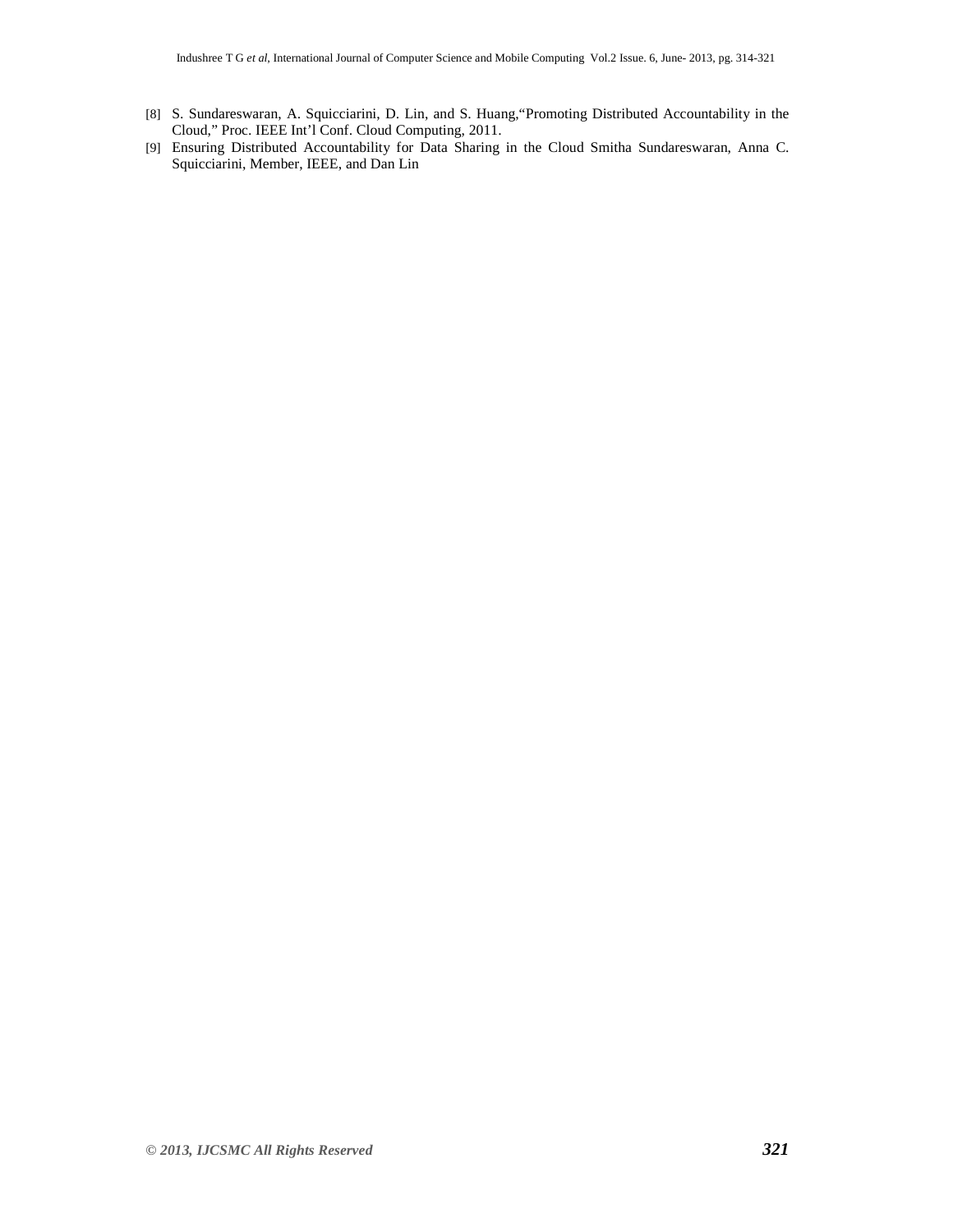[8] S. Sundareswaran, A. Squicciarini, D. Lin, and S. Huang,"Promoting Distributed Accountability in the Cloud," Proc. IEEE Int'l Conf. Cloud Computing, 2011.

[9] Ensuring Distributed Accountability for Data Sharing in the Cloud Smitha Sundareswaran, Anna C. Squicciarini, Member, IEEE, and Dan Lin